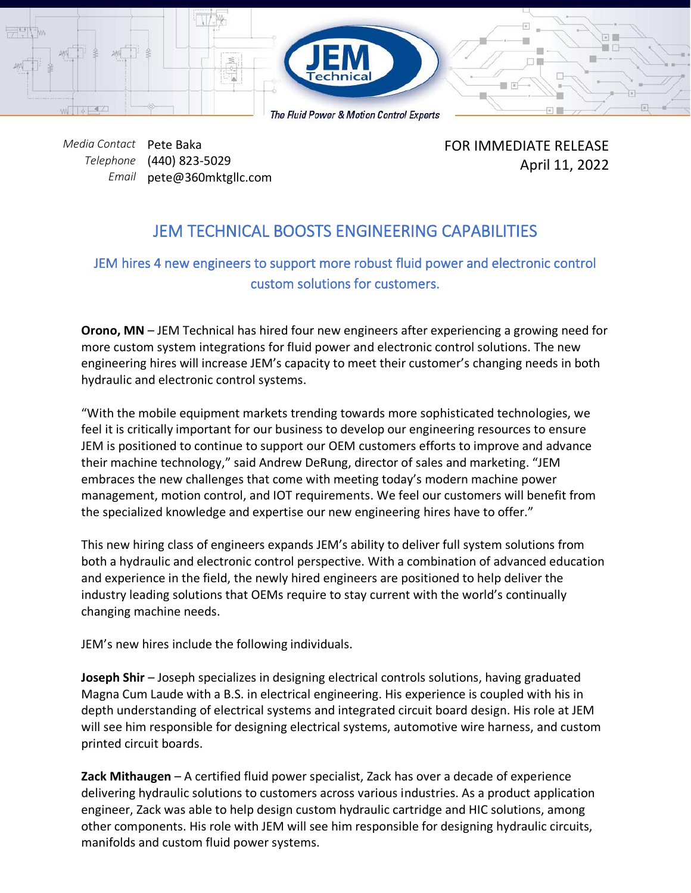JEM Technical

The Fluid Power & Motion Control Experts

*Media Contact* Pete Baka
*Telephone* (440) 823-5029
*Email* pete@360mktgllc.com

FOR IMMEDIATE RELEASE
April 11, 2022

# JEM TECHNICAL BOOSTS ENGINEERING CAPABILITIES

## JEM hires 4 new engineers to support more robust fluid power and electronic control custom solutions for customers.

**Orono, MN** – JEM Technical has hired four new engineers after experiencing a growing need for more custom system integrations for fluid power and electronic control solutions. The new engineering hires will increase JEM's capacity to meet their customer's changing needs in both hydraulic and electronic control systems.

"With the mobile equipment markets trending towards more sophisticated technologies, we feel it is critically important for our business to develop our engineering resources to ensure JEM is positioned to continue to support our OEM customers efforts to improve and advance their machine technology," said Andrew DeRung, director of sales and marketing. "JEM embraces the new challenges that come with meeting today's modern machine power management, motion control, and IOT requirements. We feel our customers will benefit from the specialized knowledge and expertise our new engineering hires have to offer."

This new hiring class of engineers expands JEM's ability to deliver full system solutions from both a hydraulic and electronic control perspective. With a combination of advanced education and experience in the field, the newly hired engineers are positioned to help deliver the industry leading solutions that OEMs require to stay current with the world's continually changing machine needs.

JEM's new hires include the following individuals.

**Joseph Shir** – Joseph specializes in designing electrical controls solutions, having graduated Magna Cum Laude with a B.S. in electrical engineering. His experience is coupled with his in depth understanding of electrical systems and integrated circuit board design. His role at JEM will see him responsible for designing electrical systems, automotive wire harness, and custom printed circuit boards.

**Zack Mithaugen** – A certified fluid power specialist, Zack has over a decade of experience delivering hydraulic solutions to customers across various industries. As a product application engineer, Zack was able to help design custom hydraulic cartridge and HIC solutions, among other components. His role with JEM will see him responsible for designing hydraulic circuits, manifolds and custom fluid power systems.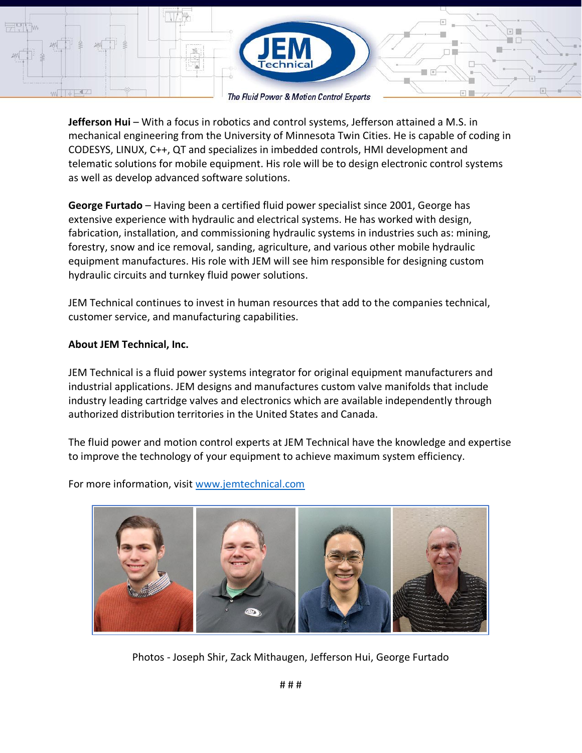**Jefferson Hui** – With a focus in robotics and control systems, Jefferson attained a M.S. in mechanical engineering from the University of Minnesota Twin Cities. He is capable of coding in CODESYS, LINUX, C++, QT and specializes in imbedded controls, HMI development and telematic solutions for mobile equipment. His role will be to design electronic control systems as well as develop advanced software solutions.

**George Furtado** – Having been a certified fluid power specialist since 2001, George has extensive experience with hydraulic and electrical systems. He has worked with design, fabrication, installation, and commissioning hydraulic systems in industries such as: mining, forestry, snow and ice removal, sanding, agriculture, and various other mobile hydraulic equipment manufactures. His role with JEM will see him responsible for designing custom hydraulic circuits and turnkey fluid power solutions.

JEM Technical continues to invest in human resources that add to the companies technical, customer service, and manufacturing capabilities.

**About JEM Technical, Inc.**

JEM Technical is a fluid power systems integrator for original equipment manufacturers and industrial applications. JEM designs and manufactures custom valve manifolds that include industry leading cartridge valves and electronics which are available independently through authorized distribution territories in the United States and Canada.

The fluid power and motion control experts at JEM Technical have the knowledge and expertise to improve the technology of your equipment to achieve maximum system efficiency.

For more information, visit www.jemtechnical.com

Photos - Joseph Shir, Zack Mithaugen, Jefferson Hui, George Furtado

# # #